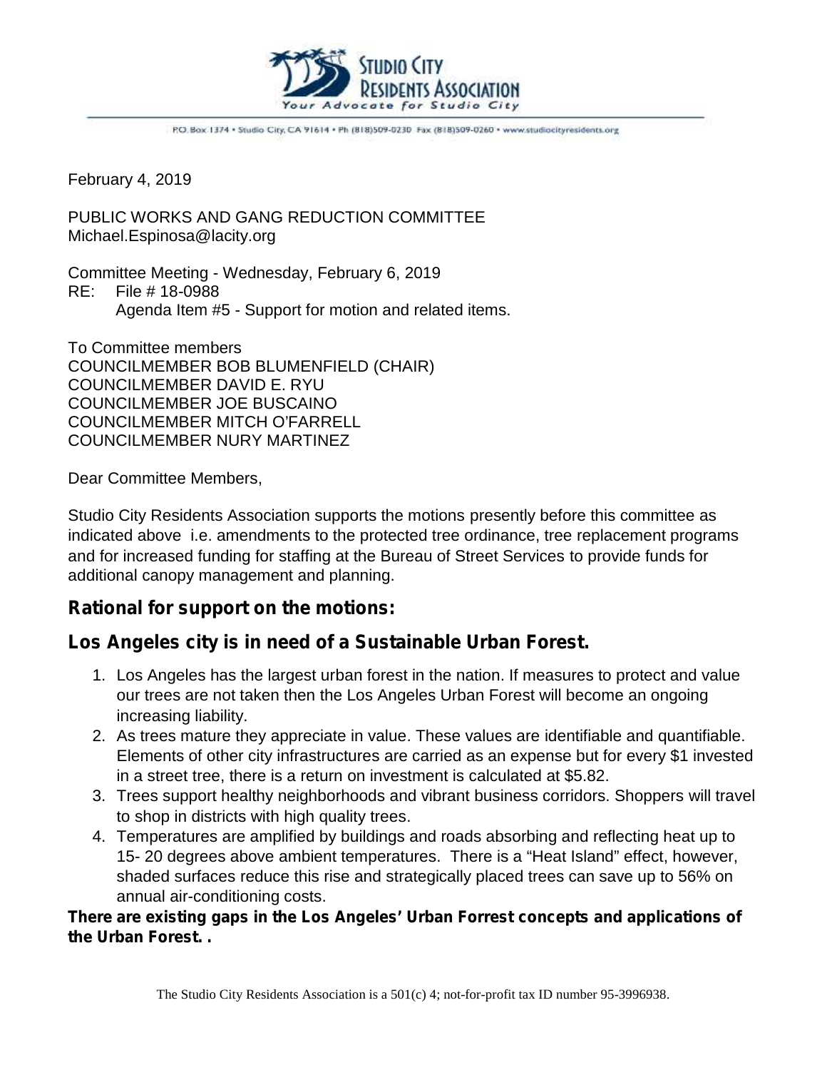STUDIO CITY RESIDENTS ASSOCIATION
Your Advocate for Studio City

P.O. Box 1374 • Studio City, CA 91614 • Ph (818)509-0230 Fax (818)509-0260 • www.studiocityresidents.org

February 4, 2019

PUBLIC WORKS AND GANG REDUCTION COMMITTEE
Michael.Espinosa@lacity.org

Committee Meeting - Wednesday, February 6, 2019
RE: File # 18-0988
Agenda Item #5 - Support for motion and related items.

To Committee members
COUNCILMEMBER BOB BLUMENFIELD (CHAIR)
COUNCILMEMBER DAVID E. RYU
COUNCILMEMBER JOE BUSCAINO
COUNCILMEMBER MITCH O'FARRELL
COUNCILMEMBER NURY MARTINEZ

Dear Committee Members,

Studio City Residents Association supports the motions presently before this committee as indicated above i.e. amendments to the protected tree ordinance, tree replacement programs and for increased funding for staffing at the Bureau of Street Services to provide funds for additional canopy management and planning.

## Rational for support on the motions:

## Los Angeles city is in need of a Sustainable Urban Forest.

1. Los Angeles has the largest urban forest in the nation. If measures to protect and value our trees are not taken then the Los Angeles Urban Forest will become an ongoing increasing liability.
2. As trees mature they appreciate in value. These values are identifiable and quantifiable. Elements of other city infrastructures are carried as an expense but for every $1 invested in a street tree, there is a return on investment is calculated at $5.82.
3. Trees support healthy neighborhoods and vibrant business corridors. Shoppers will travel to shop in districts with high quality trees.
4. Temperatures are amplified by buildings and roads absorbing and reflecting heat up to 15- 20 degrees above ambient temperatures. There is a "Heat Island" effect, however, shaded surfaces reduce this rise and strategically placed trees can save up to 56% on annual air-conditioning costs.

**There are existing gaps in the Los Angeles' Urban Forrest concepts and applications of the Urban Forest. .**

The Studio City Residents Association is a 501(c) 4; not-for-profit tax ID number 95-3996938.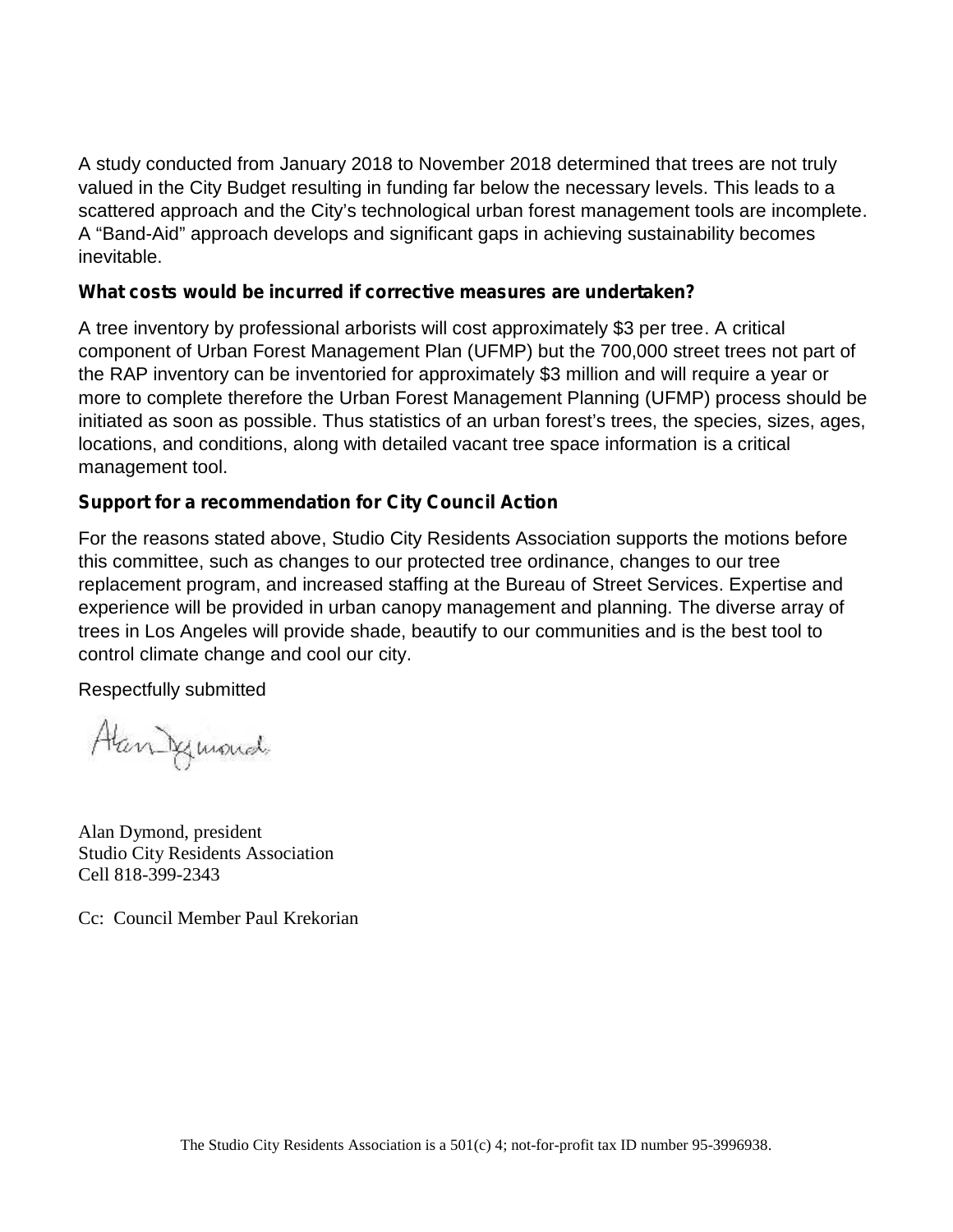A study conducted from January 2018 to November 2018 determined that trees are not truly valued in the City Budget resulting in funding far below the necessary levels. This leads to a scattered approach and the City's technological urban forest management tools are incomplete. A "Band-Aid" approach develops and significant gaps in achieving sustainability becomes inevitable.

**What costs would be incurred if corrective measures are undertaken?**

A tree inventory by professional arborists will cost approximately $3 per tree. A critical component of Urban Forest Management Plan (UFMP) but the 700,000 street trees not part of the RAP inventory can be inventoried for approximately $3 million and will require a year or more to complete therefore the Urban Forest Management Planning (UFMP) process should be initiated as soon as possible. Thus statistics of an urban forest's trees, the species, sizes, ages, locations, and conditions, along with detailed vacant tree space information is a critical management tool.

**Support for a recommendation for City Council Action**

For the reasons stated above, Studio City Residents Association supports the motions before this committee, such as changes to our protected tree ordinance, changes to our tree replacement program, and increased staffing at the Bureau of Street Services. Expertise and experience will be provided in urban canopy management and planning. The diverse array of trees in Los Angeles will provide shade, beautify to our communities and is the best tool to control climate change and cool our city.

Respectfully submitted

Alan Dymond

Alan Dymond, president
Studio City Residents Association
Cell 818-399-2343

Cc: Council Member Paul Krekorian

The Studio City Residents Association is a 501(c) 4; not-for-profit tax ID number 95-3996938.